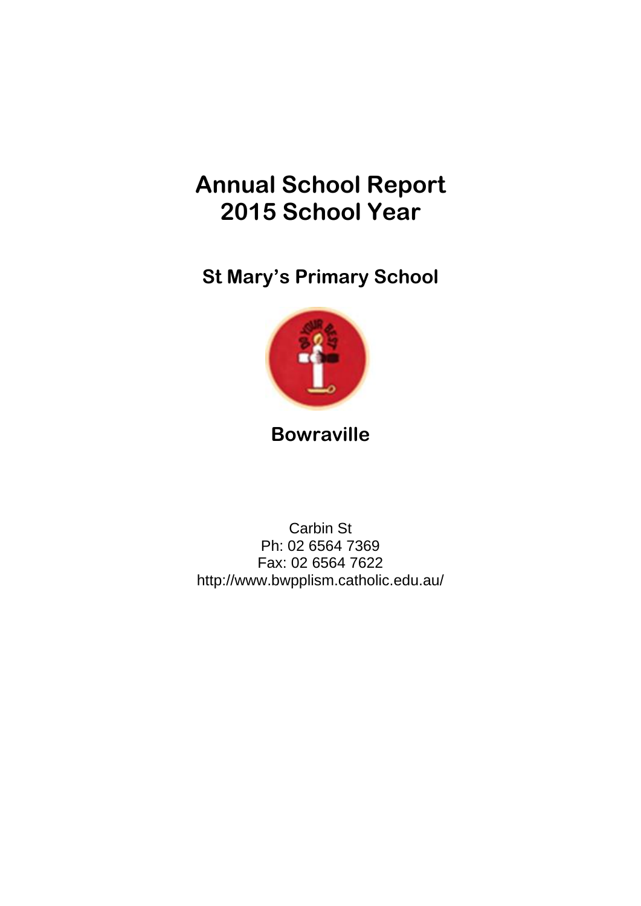# Annual School Report
# 2015 School Year

## St Mary's Primary School

## Bowraville

Carbin St
Ph: 02 6564 7369
Fax: 02 6564 7622
http://www.bwpplism.catholic.edu.au/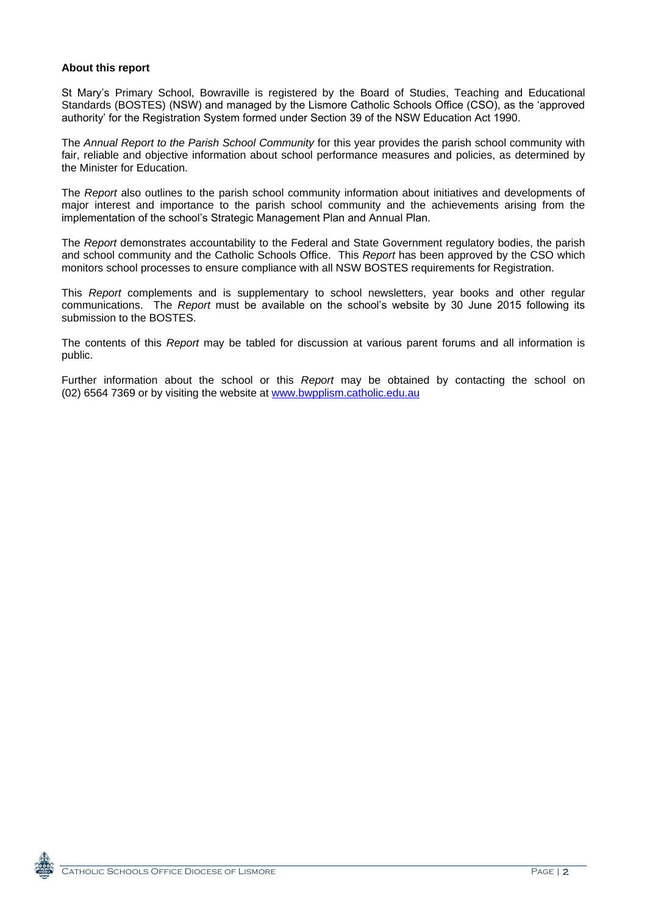**About this report**

St Mary's Primary School, Bowraville is registered by the Board of Studies, Teaching and Educational Standards (BOSTES) (NSW) and managed by the Lismore Catholic Schools Office (CSO), as the 'approved authority' for the Registration System formed under Section 39 of the NSW Education Act 1990.

The *Annual Report to the Parish School Community* for this year provides the parish school community with fair, reliable and objective information about school performance measures and policies, as determined by the Minister for Education.

The *Report* also outlines to the parish school community information about initiatives and developments of major interest and importance to the parish school community and the achievements arising from the implementation of the school's Strategic Management Plan and Annual Plan.

The *Report* demonstrates accountability to the Federal and State Government regulatory bodies, the parish and school community and the Catholic Schools Office. This *Report* has been approved by the CSO which monitors school processes to ensure compliance with all NSW BOSTES requirements for Registration.

This *Report* complements and is supplementary to school newsletters, year books and other regular communications. The *Report* must be available on the school's website by 30 June 2015 following its submission to the BOSTES.

The contents of this *Report* may be tabled for discussion at various parent forums and all information is public.

Further information about the school or this *Report* may be obtained by contacting the school on (02) 6564 7369 or by visiting the website at [www.bwpplism.catholic.edu.au](http://www.bwpplism.catholic.edu.au)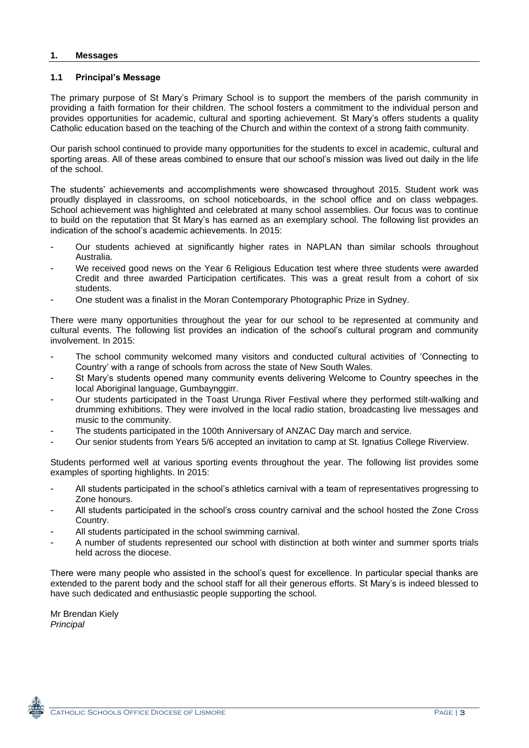## 1. Messages

### 1.1 Principal's Message

The primary purpose of St Mary's Primary School is to support the members of the parish community in providing a faith formation for their children. The school fosters a commitment to the individual person and provides opportunities for academic, cultural and sporting achievement. St Mary's offers students a quality Catholic education based on the teaching of the Church and within the context of a strong faith community.

Our parish school continued to provide many opportunities for the students to excel in academic, cultural and sporting areas. All of these areas combined to ensure that our school's mission was lived out daily in the life of the school.

The students' achievements and accomplishments were showcased throughout 2015. Student work was proudly displayed in classrooms, on school noticeboards, in the school office and on class webpages. School achievement was highlighted and celebrated at many school assemblies. Our focus was to continue to build on the reputation that St Mary's has earned as an exemplary school. The following list provides an indication of the school's academic achievements. In 2015:

- Our students achieved at significantly higher rates in NAPLAN than similar schools throughout Australia.
- We received good news on the Year 6 Religious Education test where three students were awarded Credit and three awarded Participation certificates. This was a great result from a cohort of six students.
- One student was a finalist in the Moran Contemporary Photographic Prize in Sydney.

There were many opportunities throughout the year for our school to be represented at community and cultural events. The following list provides an indication of the school's cultural program and community involvement. In 2015:

- The school community welcomed many visitors and conducted cultural activities of 'Connecting to Country' with a range of schools from across the state of New South Wales.
- St Mary's students opened many community events delivering Welcome to Country speeches in the local Aboriginal language, Gumbaynggirr.
- Our students participated in the Toast Urunga River Festival where they performed stilt-walking and drumming exhibitions. They were involved in the local radio station, broadcasting live messages and music to the community.
- The students participated in the 100th Anniversary of ANZAC Day march and service.
- Our senior students from Years 5/6 accepted an invitation to camp at St. Ignatius College Riverview.

Students performed well at various sporting events throughout the year. The following list provides some examples of sporting highlights. In 2015:

- All students participated in the school's athletics carnival with a team of representatives progressing to Zone honours.
- All students participated in the school's cross country carnival and the school hosted the Zone Cross Country.
- All students participated in the school swimming carnival.
- A number of students represented our school with distinction at both winter and summer sports trials held across the diocese.

There were many people who assisted in the school's quest for excellence. In particular special thanks are extended to the parent body and the school staff for all their generous efforts. St Mary's is indeed blessed to have such dedicated and enthusiastic people supporting the school.

Mr Brendan Kiely
*Principal*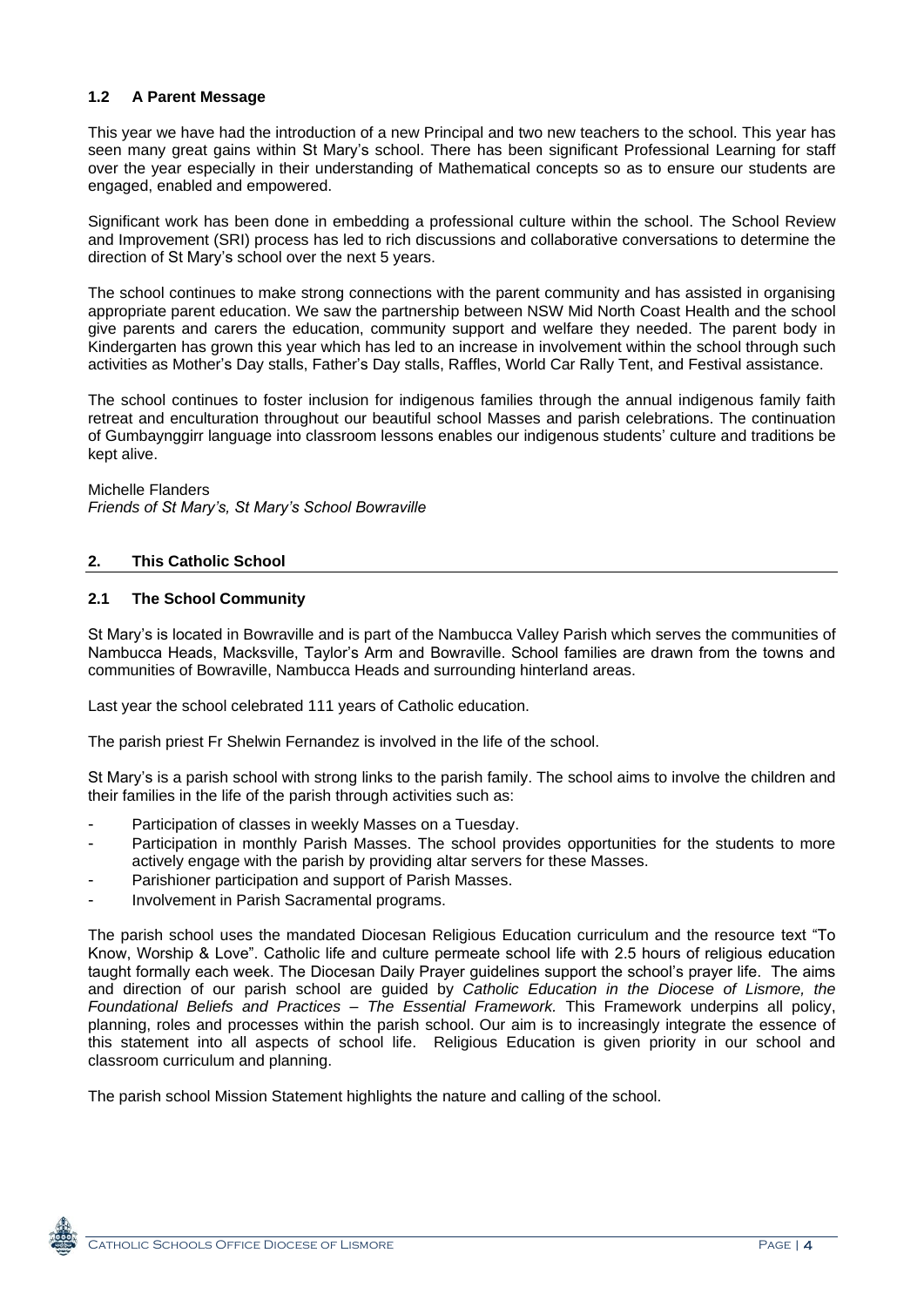### 1.2 A Parent Message

This year we have had the introduction of a new Principal and two new teachers to the school. This year has seen many great gains within St Mary's school. There has been significant Professional Learning for staff over the year especially in their understanding of Mathematical concepts so as to ensure our students are engaged, enabled and empowered.

Significant work has been done in embedding a professional culture within the school. The School Review and Improvement (SRI) process has led to rich discussions and collaborative conversations to determine the direction of St Mary's school over the next 5 years.

The school continues to make strong connections with the parent community and has assisted in organising appropriate parent education. We saw the partnership between NSW Mid North Coast Health and the school give parents and carers the education, community support and welfare they needed. The parent body in Kindergarten has grown this year which has led to an increase in involvement within the school through such activities as Mother's Day stalls, Father's Day stalls, Raffles, World Car Rally Tent, and Festival assistance.

The school continues to foster inclusion for indigenous families through the annual indigenous family faith retreat and enculturation throughout our beautiful school Masses and parish celebrations. The continuation of Gumbaynggirr language into classroom lessons enables our indigenous students' culture and traditions be kept alive.

Michelle Flanders
*Friends of St Mary's, St Mary's School Bowraville*

## 2. This Catholic School

### 2.1 The School Community

St Mary's is located in Bowraville and is part of the Nambucca Valley Parish which serves the communities of Nambucca Heads, Macksville, Taylor's Arm and Bowraville. School families are drawn from the towns and communities of Bowraville, Nambucca Heads and surrounding hinterland areas.

Last year the school celebrated 111 years of Catholic education.

The parish priest Fr Shelwin Fernandez is involved in the life of the school.

St Mary's is a parish school with strong links to the parish family. The school aims to involve the children and their families in the life of the parish through activities such as:

- Participation of classes in weekly Masses on a Tuesday.
- Participation in monthly Parish Masses. The school provides opportunities for the students to more actively engage with the parish by providing altar servers for these Masses.
- Parishioner participation and support of Parish Masses.
- Involvement in Parish Sacramental programs.

The parish school uses the mandated Diocesan Religious Education curriculum and the resource text "To Know, Worship & Love". Catholic life and culture permeate school life with 2.5 hours of religious education taught formally each week. The Diocesan Daily Prayer guidelines support the school's prayer life. The aims and direction of our parish school are guided by *Catholic Education in the Diocese of Lismore, the Foundational Beliefs and Practices – The Essential Framework.* This Framework underpins all policy, planning, roles and processes within the parish school. Our aim is to increasingly integrate the essence of this statement into all aspects of school life. Religious Education is given priority in our school and classroom curriculum and planning.

The parish school Mission Statement highlights the nature and calling of the school.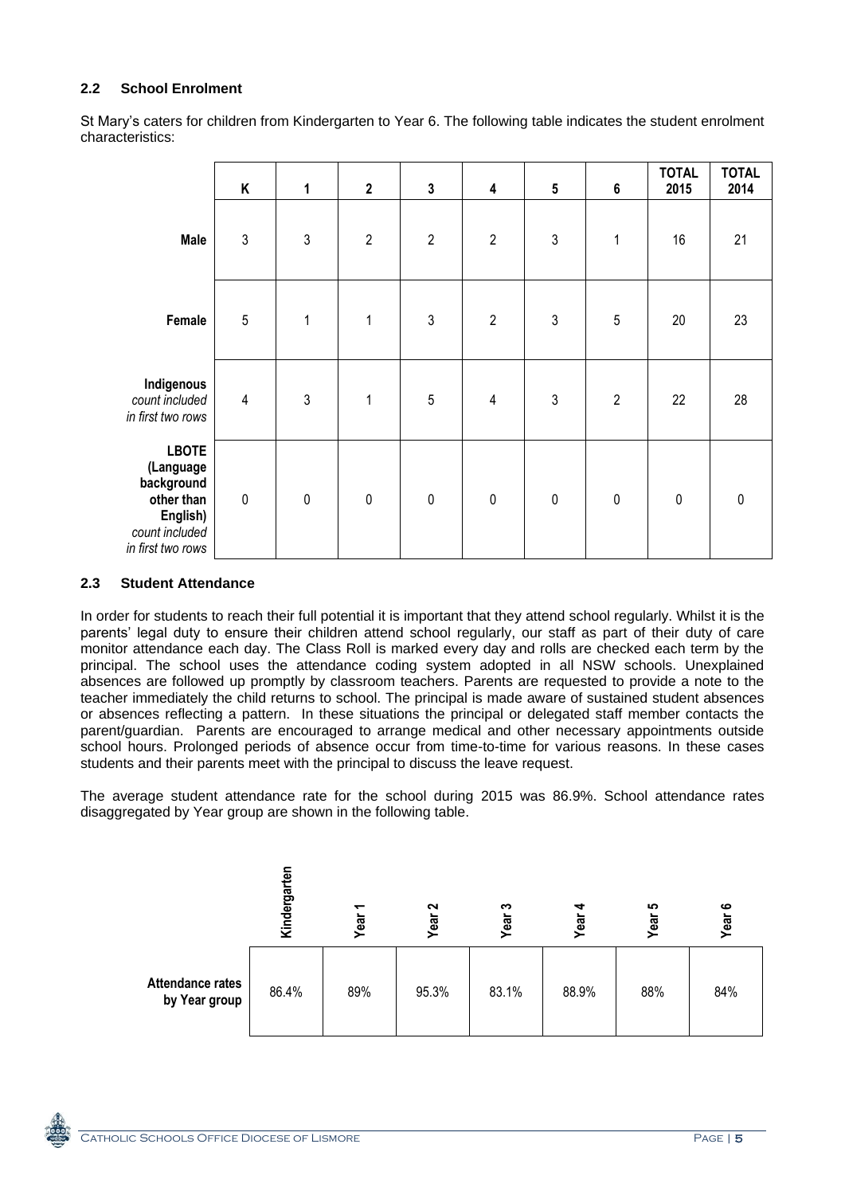## 2.2 School Enrolment

St Mary's caters for children from Kindergarten to Year 6. The following table indicates the student enrolment characteristics:

| | K | 1 | 2 | 3 | 4 | 5 | 6 | TOTAL 2015 | TOTAL 2014 |
|---|---|---|---|---|---|---|---|---|---|
| **Male** | 3 | 3 | 2 | 2 | 2 | 3 | 1 | 16 | 21 |
| **Female** | 5 | 1 | 1 | 3 | 2 | 3 | 5 | 20 | 23 |
| **Indigenous** *count included in first two rows* | 4 | 3 | 1 | 5 | 4 | 3 | 2 | 22 | 28 |
| **LBOTE (Language background other than English)** *count included in first two rows* | 0 | 0 | 0 | 0 | 0 | 0 | 0 | 0 | 0 |

## 2.3 Student Attendance

In order for students to reach their full potential it is important that they attend school regularly. Whilst it is the parents' legal duty to ensure their children attend school regularly, our staff as part of their duty of care monitor attendance each day. The Class Roll is marked every day and rolls are checked each term by the principal. The school uses the attendance coding system adopted in all NSW schools. Unexplained absences are followed up promptly by classroom teachers. Parents are requested to provide a note to the teacher immediately the child returns to school. The principal is made aware of sustained student absences or absences reflecting a pattern. In these situations the principal or delegated staff member contacts the parent/guardian. Parents are encouraged to arrange medical and other necessary appointments outside school hours. Prolonged periods of absence occur from time-to-time for various reasons. In these cases students and their parents meet with the principal to discuss the leave request.

The average student attendance rate for the school during 2015 was 86.9%. School attendance rates disaggregated by Year group are shown in the following table.

| | Kindergarten | Year 1 | Year 2 | Year 3 | Year 4 | Year 5 | Year 6 |
|---|---|---|---|---|---|---|---|
| **Attendance rates by Year group** | 86.4% | 89% | 95.3% | 83.1% | 88.9% | 88% | 84% |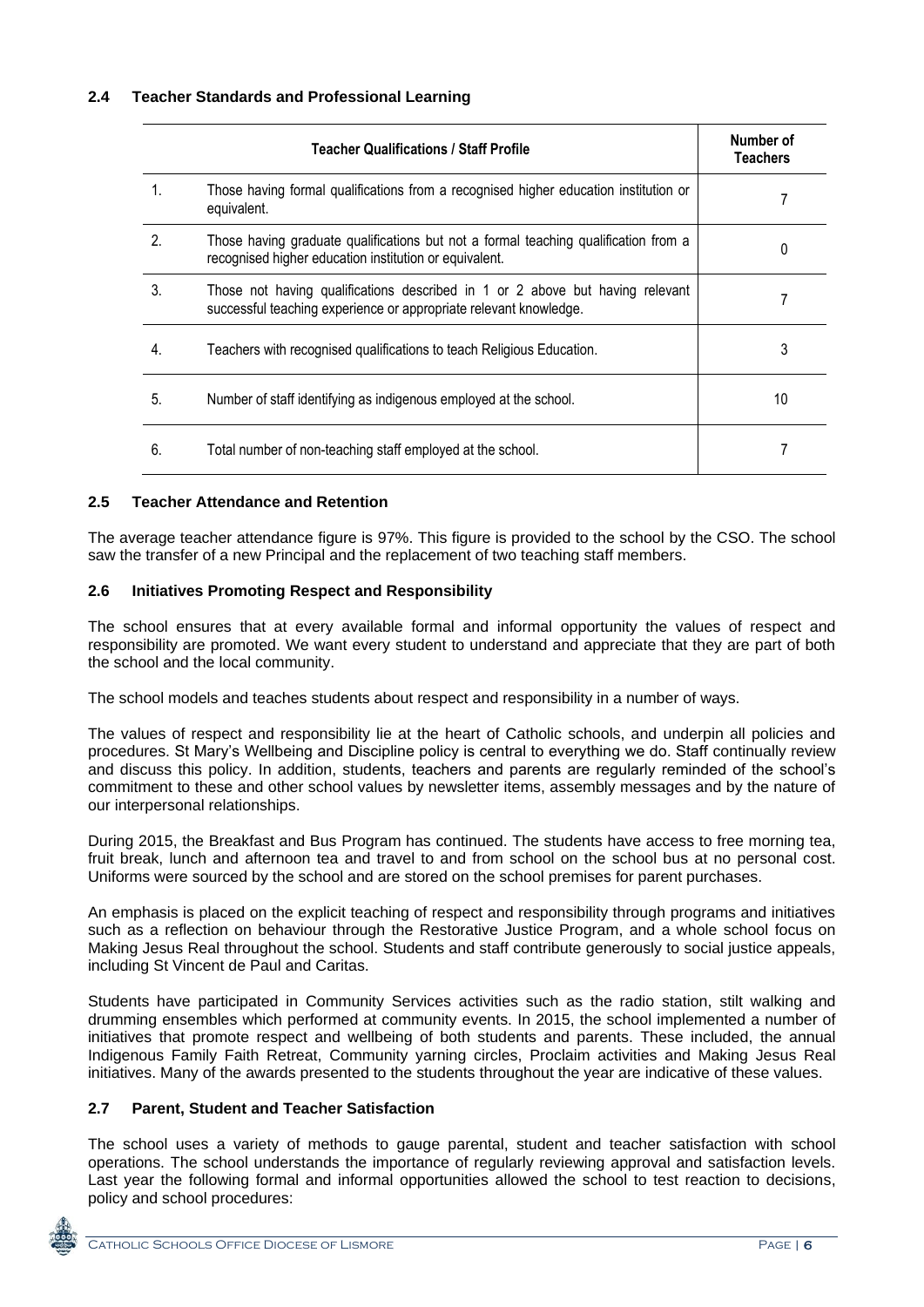### 2.4 Teacher Standards and Professional Learning

| | Teacher Qualifications / Staff Profile | Number of Teachers |
|---|---|---|
| 1. | Those having formal qualifications from a recognised higher education institution or equivalent. | 7 |
| 2. | Those having graduate qualifications but not a formal teaching qualification from a recognised higher education institution or equivalent. | 0 |
| 3. | Those not having qualifications described in 1 or 2 above but having relevant successful teaching experience or appropriate relevant knowledge. | 7 |
| 4. | Teachers with recognised qualifications to teach Religious Education. | 3 |
| 5. | Number of staff identifying as indigenous employed at the school. | 10 |
| 6. | Total number of non-teaching staff employed at the school. | 7 |

### 2.5 Teacher Attendance and Retention

The average teacher attendance figure is 97%. This figure is provided to the school by the CSO. The school saw the transfer of a new Principal and the replacement of two teaching staff members.

### 2.6 Initiatives Promoting Respect and Responsibility

The school ensures that at every available formal and informal opportunity the values of respect and responsibility are promoted. We want every student to understand and appreciate that they are part of both the school and the local community.

The school models and teaches students about respect and responsibility in a number of ways.

The values of respect and responsibility lie at the heart of Catholic schools, and underpin all policies and procedures. St Mary's Wellbeing and Discipline policy is central to everything we do. Staff continually review and discuss this policy. In addition, students, teachers and parents are regularly reminded of the school's commitment to these and other school values by newsletter items, assembly messages and by the nature of our interpersonal relationships.

During 2015, the Breakfast and Bus Program has continued. The students have access to free morning tea, fruit break, lunch and afternoon tea and travel to and from school on the school bus at no personal cost. Uniforms were sourced by the school and are stored on the school premises for parent purchases.

An emphasis is placed on the explicit teaching of respect and responsibility through programs and initiatives such as a reflection on behaviour through the Restorative Justice Program, and a whole school focus on Making Jesus Real throughout the school. Students and staff contribute generously to social justice appeals, including St Vincent de Paul and Caritas.

Students have participated in Community Services activities such as the radio station, stilt walking and drumming ensembles which performed at community events. In 2015, the school implemented a number of initiatives that promote respect and wellbeing of both students and parents. These included, the annual Indigenous Family Faith Retreat, Community yarning circles, Proclaim activities and Making Jesus Real initiatives. Many of the awards presented to the students throughout the year are indicative of these values.

### 2.7 Parent, Student and Teacher Satisfaction

The school uses a variety of methods to gauge parental, student and teacher satisfaction with school operations. The school understands the importance of regularly reviewing approval and satisfaction levels. Last year the following formal and informal opportunities allowed the school to test reaction to decisions, policy and school procedures: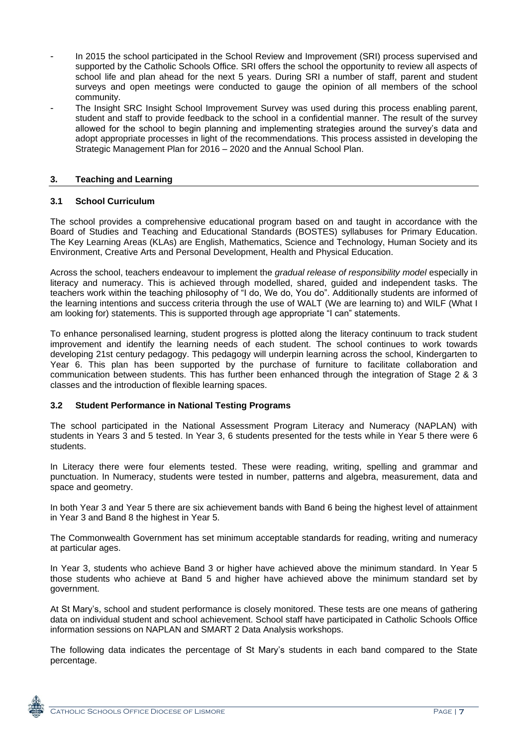- In 2015 the school participated in the School Review and Improvement (SRI) process supervised and supported by the Catholic Schools Office. SRI offers the school the opportunity to review all aspects of school life and plan ahead for the next 5 years. During SRI a number of staff, parent and student surveys and open meetings were conducted to gauge the opinion of all members of the school community.
- The Insight SRC Insight School Improvement Survey was used during this process enabling parent, student and staff to provide feedback to the school in a confidential manner. The result of the survey allowed for the school to begin planning and implementing strategies around the survey's data and adopt appropriate processes in light of the recommendations. This process assisted in developing the Strategic Management Plan for 2016 – 2020 and the Annual School Plan.

## 3. Teaching and Learning

### 3.1 School Curriculum

The school provides a comprehensive educational program based on and taught in accordance with the Board of Studies and Teaching and Educational Standards (BOSTES) syllabuses for Primary Education. The Key Learning Areas (KLAs) are English, Mathematics, Science and Technology, Human Society and its Environment, Creative Arts and Personal Development, Health and Physical Education.

Across the school, teachers endeavour to implement the *gradual release of responsibility model* especially in literacy and numeracy. This is achieved through modelled, shared, guided and independent tasks. The teachers work within the teaching philosophy of "I do, We do, You do". Additionally students are informed of the learning intentions and success criteria through the use of WALT (We are learning to) and WILF (What I am looking for) statements. This is supported through age appropriate "I can" statements.

To enhance personalised learning, student progress is plotted along the literacy continuum to track student improvement and identify the learning needs of each student. The school continues to work towards developing 21st century pedagogy. This pedagogy will underpin learning across the school, Kindergarten to Year 6. This plan has been supported by the purchase of furniture to facilitate collaboration and communication between students. This has further been enhanced through the integration of Stage 2 & 3 classes and the introduction of flexible learning spaces.

### 3.2 Student Performance in National Testing Programs

The school participated in the National Assessment Program Literacy and Numeracy (NAPLAN) with students in Years 3 and 5 tested. In Year 3, 6 students presented for the tests while in Year 5 there were 6 students.

In Literacy there were four elements tested. These were reading, writing, spelling and grammar and punctuation. In Numeracy, students were tested in number, patterns and algebra, measurement, data and space and geometry.

In both Year 3 and Year 5 there are six achievement bands with Band 6 being the highest level of attainment in Year 3 and Band 8 the highest in Year 5.

The Commonwealth Government has set minimum acceptable standards for reading, writing and numeracy at particular ages.

In Year 3, students who achieve Band 3 or higher have achieved above the minimum standard. In Year 5 those students who achieve at Band 5 and higher have achieved above the minimum standard set by government.

At St Mary's, school and student performance is closely monitored. These tests are one means of gathering data on individual student and school achievement. School staff have participated in Catholic Schools Office information sessions on NAPLAN and SMART 2 Data Analysis workshops.

The following data indicates the percentage of St Mary's students in each band compared to the State percentage.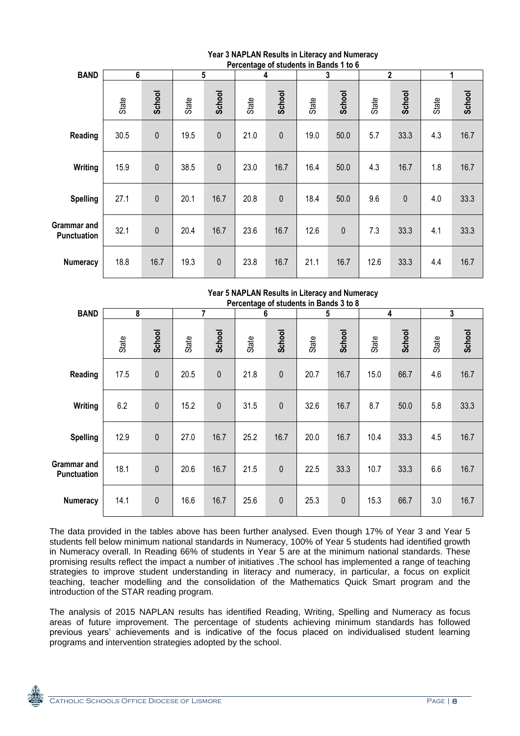**Year 3 NAPLAN Results in Literacy and Numeracy**
**Percentage of students in Bands 1 to 6**

| BAND | 6 | | 5 | | 4 | | 3 | | 2 | | 1 | |
|---|---|---|---|---|---|---|---|---|---|---|---|---|
| | State | **School** | State | **School** | State | **School** | State | **School** | State | **School** | State | **School** |
| **Reading** | 30.5 | 0 | 19.5 | 0 | 21.0 | 0 | 19.0 | 50.0 | 5.7 | 33.3 | 4.3 | 16.7 |
| **Writing** | 15.9 | 0 | 38.5 | 0 | 23.0 | 16.7 | 16.4 | 50.0 | 4.3 | 16.7 | 1.8 | 16.7 |
| **Spelling** | 27.1 | 0 | 20.1 | 16.7 | 20.8 | 0 | 18.4 | 50.0 | 9.6 | 0 | 4.0 | 33.3 |
| **Grammar and Punctuation** | 32.1 | 0 | 20.4 | 16.7 | 23.6 | 16.7 | 12.6 | 0 | 7.3 | 33.3 | 4.1 | 33.3 |
| **Numeracy** | 18.8 | 16.7 | 19.3 | 0 | 23.8 | 16.7 | 21.1 | 16.7 | 12.6 | 33.3 | 4.4 | 16.7 |

**Year 5 NAPLAN Results in Literacy and Numeracy**
**Percentage of students in Bands 3 to 8**

| BAND | 8 | | 7 | | 6 | | 5 | | 4 | | 3 | |
|---|---|---|---|---|---|---|---|---|---|---|---|---|
| | State | **School** | State | **School** | State | **School** | State | **School** | State | **School** | State | **School** |
| **Reading** | 17.5 | 0 | 20.5 | 0 | 21.8 | 0 | 20.7 | 16.7 | 15.0 | 66.7 | 4.6 | 16.7 |
| **Writing** | 6.2 | 0 | 15.2 | 0 | 31.5 | 0 | 32.6 | 16.7 | 8.7 | 50.0 | 5.8 | 33.3 |
| **Spelling** | 12.9 | 0 | 27.0 | 16.7 | 25.2 | 16.7 | 20.0 | 16.7 | 10.4 | 33.3 | 4.5 | 16.7 |
| **Grammar and Punctuation** | 18.1 | 0 | 20.6 | 16.7 | 21.5 | 0 | 22.5 | 33.3 | 10.7 | 33.3 | 6.6 | 16.7 |
| **Numeracy** | 14.1 | 0 | 16.6 | 16.7 | 25.6 | 0 | 25.3 | 0 | 15.3 | 66.7 | 3.0 | 16.7 |

The data provided in the tables above has been further analysed. Even though 17% of Year 3 and Year 5 students fell below minimum national standards in Numeracy, 100% of Year 5 students had identified growth in Numeracy overall. In Reading 66% of students in Year 5 are at the minimum national standards. These promising results reflect the impact a number of initiatives .The school has implemented a range of teaching strategies to improve student understanding in literacy and numeracy, in particular, a focus on explicit teaching, teacher modelling and the consolidation of the Mathematics Quick Smart program and the introduction of the STAR reading program.

The analysis of 2015 NAPLAN results has identified Reading, Writing, Spelling and Numeracy as focus areas of future improvement. The percentage of students achieving minimum standards has followed previous years' achievements and is indicative of the focus placed on individualised student learning programs and intervention strategies adopted by the school.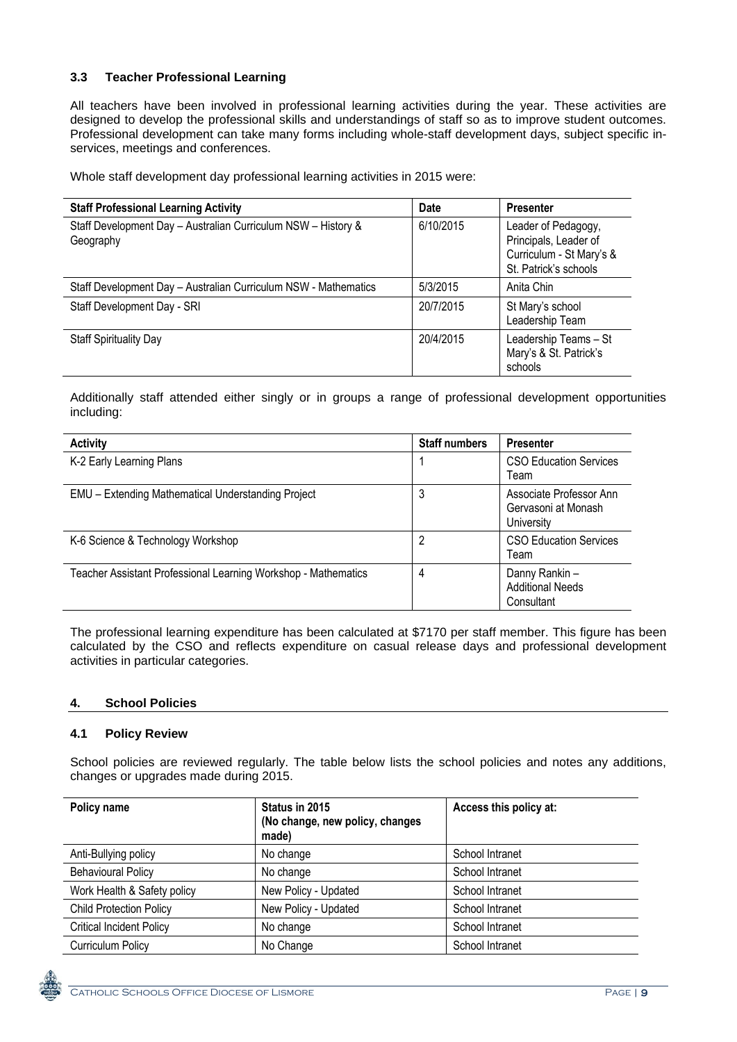### 3.3 Teacher Professional Learning

All teachers have been involved in professional learning activities during the year. These activities are designed to develop the professional skills and understandings of staff so as to improve student outcomes. Professional development can take many forms including whole-staff development days, subject specific in-services, meetings and conferences.

Whole staff development day professional learning activities in 2015 were:

| Staff Professional Learning Activity | Date | Presenter |
|---|---|---|
| Staff Development Day – Australian Curriculum NSW – History & Geography | 6/10/2015 | Leader of Pedagogy, Principals, Leader of Curriculum - St Mary's & St. Patrick's schools |
| Staff Development Day – Australian Curriculum NSW - Mathematics | 5/3/2015 | Anita Chin |
| Staff Development Day - SRI | 20/7/2015 | St Mary's school Leadership Team |
| Staff Spirituality Day | 20/4/2015 | Leadership Teams – St Mary's & St. Patrick's schools |

Additionally staff attended either singly or in groups a range of professional development opportunities including:

| Activity | Staff numbers | Presenter |
|---|---|---|
| K-2 Early Learning Plans | 1 | CSO Education Services Team |
| EMU – Extending Mathematical Understanding Project | 3 | Associate Professor Ann Gervasoni at Monash University |
| K-6 Science & Technology Workshop | 2 | CSO Education Services Team |
| Teacher Assistant Professional Learning Workshop - Mathematics | 4 | Danny Rankin – Additional Needs Consultant |

The professional learning expenditure has been calculated at $7170 per staff member. This figure has been calculated by the CSO and reflects expenditure on casual release days and professional development activities in particular categories.

## 4. School Policies

### 4.1 Policy Review

School policies are reviewed regularly. The table below lists the school policies and notes any additions, changes or upgrades made during 2015.

| Policy name | Status in 2015 (No change, new policy, changes made) | Access this policy at: |
|---|---|---|
| Anti-Bullying policy | No change | School Intranet |
| Behavioural Policy | No change | School Intranet |
| Work Health & Safety policy | New Policy - Updated | School Intranet |
| Child Protection Policy | New Policy - Updated | School Intranet |
| Critical Incident Policy | No change | School Intranet |
| Curriculum Policy | No Change | School Intranet |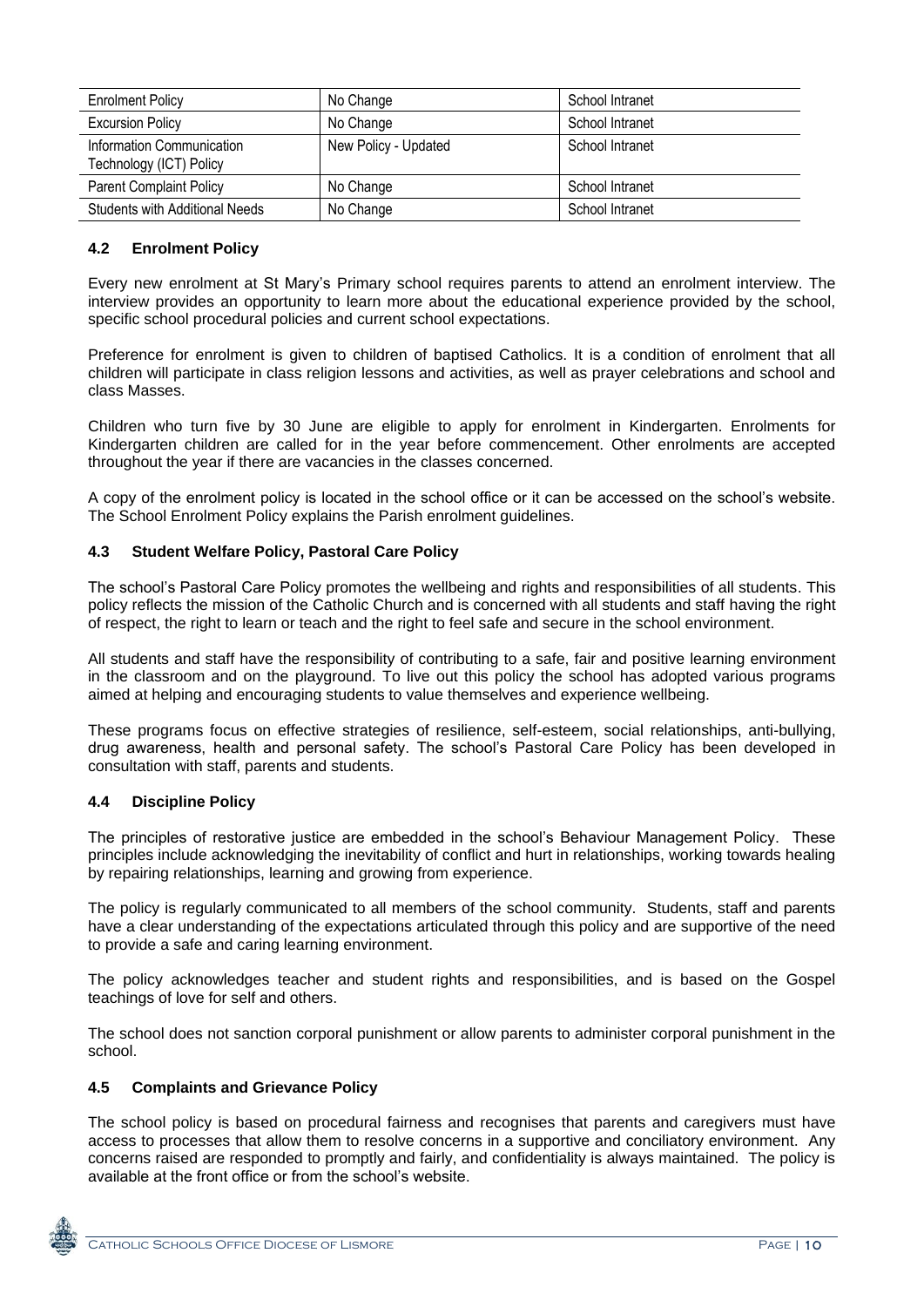| Enrolment Policy | No Change | School Intranet |
|---|---|---|
| Excursion Policy | No Change | School Intranet |
| Information Communication Technology (ICT) Policy | New Policy - Updated | School Intranet |
| Parent Complaint Policy | No Change | School Intranet |
| Students with Additional Needs | No Change | School Intranet |

### 4.2 Enrolment Policy

Every new enrolment at St Mary's Primary school requires parents to attend an enrolment interview. The interview provides an opportunity to learn more about the educational experience provided by the school, specific school procedural policies and current school expectations.

Preference for enrolment is given to children of baptised Catholics. It is a condition of enrolment that all children will participate in class religion lessons and activities, as well as prayer celebrations and school and class Masses.

Children who turn five by 30 June are eligible to apply for enrolment in Kindergarten. Enrolments for Kindergarten children are called for in the year before commencement. Other enrolments are accepted throughout the year if there are vacancies in the classes concerned.

A copy of the enrolment policy is located in the school office or it can be accessed on the school's website. The School Enrolment Policy explains the Parish enrolment guidelines.

### 4.3 Student Welfare Policy, Pastoral Care Policy

The school's Pastoral Care Policy promotes the wellbeing and rights and responsibilities of all students. This policy reflects the mission of the Catholic Church and is concerned with all students and staff having the right of respect, the right to learn or teach and the right to feel safe and secure in the school environment.

All students and staff have the responsibility of contributing to a safe, fair and positive learning environment in the classroom and on the playground. To live out this policy the school has adopted various programs aimed at helping and encouraging students to value themselves and experience wellbeing.

These programs focus on effective strategies of resilience, self-esteem, social relationships, anti-bullying, drug awareness, health and personal safety. The school's Pastoral Care Policy has been developed in consultation with staff, parents and students.

### 4.4 Discipline Policy

The principles of restorative justice are embedded in the school's Behaviour Management Policy. These principles include acknowledging the inevitability of conflict and hurt in relationships, working towards healing by repairing relationships, learning and growing from experience.

The policy is regularly communicated to all members of the school community. Students, staff and parents have a clear understanding of the expectations articulated through this policy and are supportive of the need to provide a safe and caring learning environment.

The policy acknowledges teacher and student rights and responsibilities, and is based on the Gospel teachings of love for self and others.

The school does not sanction corporal punishment or allow parents to administer corporal punishment in the school.

### 4.5 Complaints and Grievance Policy

The school policy is based on procedural fairness and recognises that parents and caregivers must have access to processes that allow them to resolve concerns in a supportive and conciliatory environment. Any concerns raised are responded to promptly and fairly, and confidentiality is always maintained. The policy is available at the front office or from the school's website.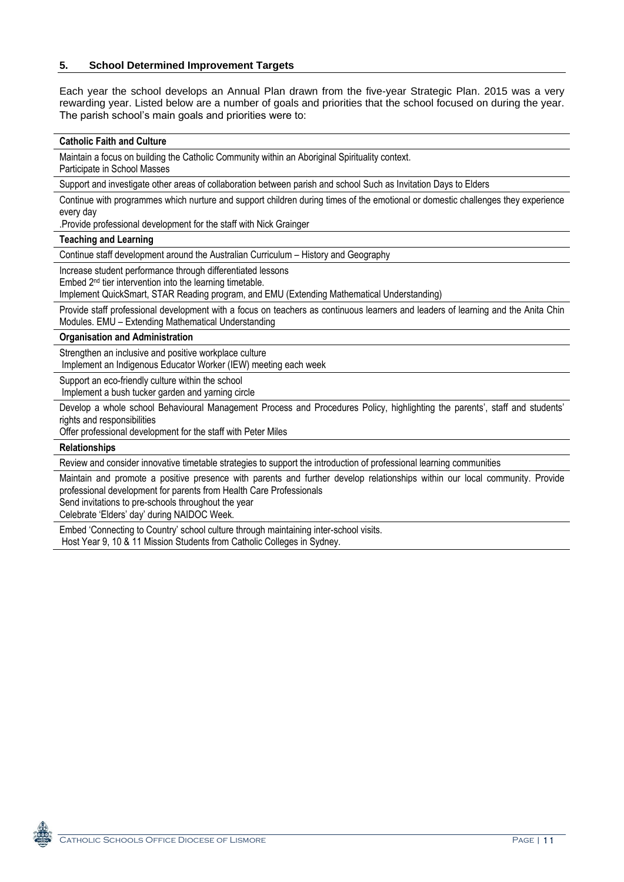## 5. School Determined Improvement Targets

Each year the school develops an Annual Plan drawn from the five-year Strategic Plan. 2015 was a very rewarding year. Listed below are a number of goals and priorities that the school focused on during the year. The parish school's main goals and priorities were to:

| **Catholic Faith and Culture** |
|---|
| Maintain a focus on building the Catholic Community within an Aboriginal Spirituality context.<br>Participate in School Masses |
| Support and investigate other areas of collaboration between parish and school Such as Invitation Days to Elders |
| Continue with programmes which nurture and support children during times of the emotional or domestic challenges they experience every day<br>.Provide professional development for the staff with Nick Grainger |
| **Teaching and Learning** |
| Continue staff development around the Australian Curriculum – History and Geography |
| Increase student performance through differentiated lessons<br>Embed 2nd tier intervention into the learning timetable.<br>Implement QuickSmart, STAR Reading program, and EMU (Extending Mathematical Understanding) |
| Provide staff professional development with a focus on teachers as continuous learners and leaders of learning and the Anita Chin Modules. EMU – Extending Mathematical Understanding |
| **Organisation and Administration** |
| Strengthen an inclusive and positive workplace culture<br>Implement an Indigenous Educator Worker (IEW) meeting each week |
| Support an eco-friendly culture within the school<br>Implement a bush tucker garden and yarning circle |
| Develop a whole school Behavioural Management Process and Procedures Policy, highlighting the parents', staff and students' rights and responsibilities<br>Offer professional development for the staff with Peter Miles |
| **Relationships** |
| Review and consider innovative timetable strategies to support the introduction of professional learning communities |
| Maintain and promote a positive presence with parents and further develop relationships within our local community. Provide professional development for parents from Health Care Professionals<br>Send invitations to pre-schools throughout the year<br>Celebrate 'Elders' day' during NAIDOC Week. |
| Embed 'Connecting to Country' school culture through maintaining inter-school visits.<br>Host Year 9, 10 & 11 Mission Students from Catholic Colleges in Sydney. |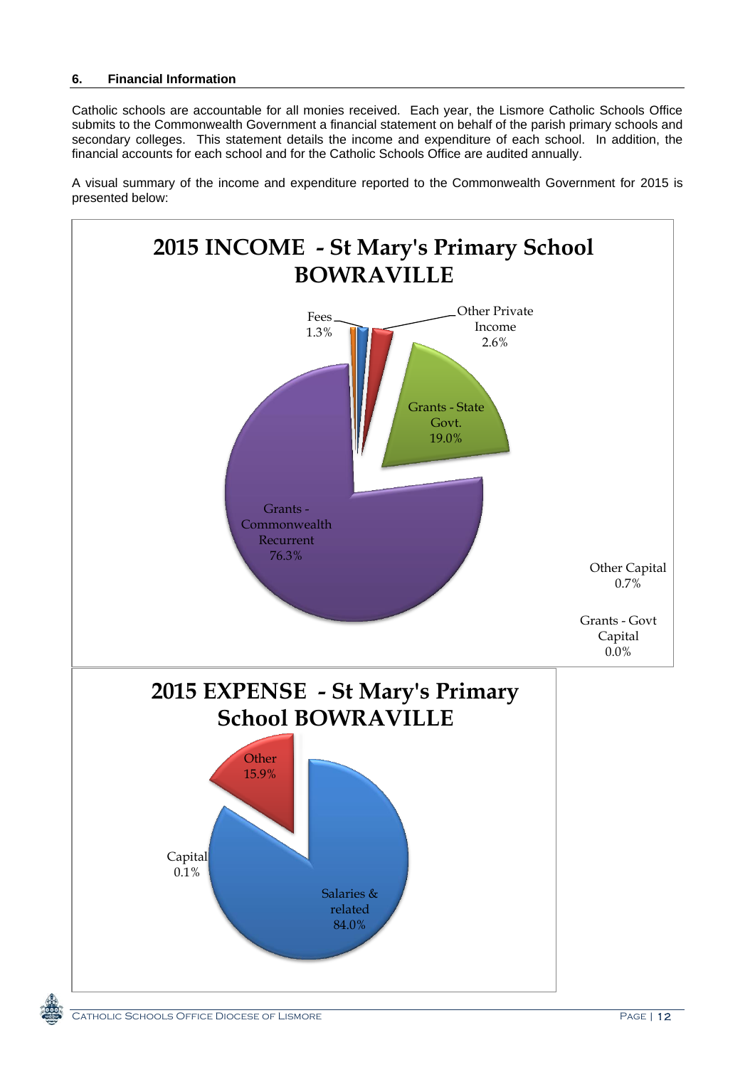### 6. Financial Information

Catholic schools are accountable for all monies received. Each year, the Lismore Catholic Schools Office submits to the Commonwealth Government a financial statement on behalf of the parish primary schools and secondary colleges. This statement details the income and expenditure of each school. In addition, the financial accounts for each school and for the Catholic Schools Office are audited annually.

A visual summary of the income and expenditure reported to the Commonwealth Government for 2015 is presented below:

**2015 INCOME - St Mary's Primary School BOWRAVILLE**

Fees 1.3%

Other Private Income 2.6%

Grants - State Govt. 19.0%

Grants - Commonwealth Recurrent 76.3%

Other Capital 0.7%

Grants - Govt Capital 0.0%

**2015 EXPENSE - St Mary's Primary School BOWRAVILLE**

Other 15.9%

Capital 0.1%

Salaries & related 84.0%